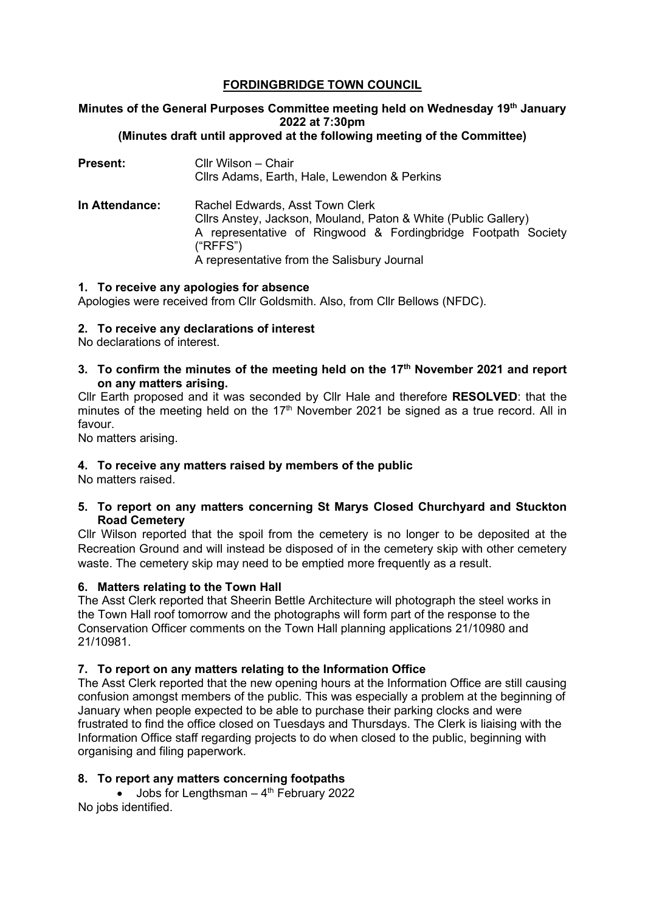# FORDINGBRIDGE TOWN COUNCIL

**Minutes of the General Purposes Committee meeting held on Wednesday 19th January 2022 at 7:30pm**
**(Minutes draft until approved at the following meeting of the Committee)**

**Present:** Cllr Wilson – Chair
Cllrs Adams, Earth, Hale, Lewendon & Perkins

**In Attendance:** Rachel Edwards, Asst Town Clerk
Cllrs Anstey, Jackson, Mouland, Paton & White (Public Gallery)
A representative of Ringwood & Fordingbridge Footpath Society ("RFFS")
A representative from the Salisbury Journal

**1. To receive any apologies for absence**

Apologies were received from Cllr Goldsmith. Also, from Cllr Bellows (NFDC).

**2. To receive any declarations of interest**

No declarations of interest.

**3. To confirm the minutes of the meeting held on the 17th November 2021 and report on any matters arising.**

Cllr Earth proposed and it was seconded by Cllr Hale and therefore **RESOLVED**: that the minutes of the meeting held on the 17th November 2021 be signed as a true record. All in favour.

No matters arising.

**4. To receive any matters raised by members of the public**

No matters raised.

**5. To report on any matters concerning St Marys Closed Churchyard and Stuckton Road Cemetery**

Cllr Wilson reported that the spoil from the cemetery is no longer to be deposited at the Recreation Ground and will instead be disposed of in the cemetery skip with other cemetery waste. The cemetery skip may need to be emptied more frequently as a result.

**6. Matters relating to the Town Hall**

The Asst Clerk reported that Sheerin Bettle Architecture will photograph the steel works in the Town Hall roof tomorrow and the photographs will form part of the response to the Conservation Officer comments on the Town Hall planning applications 21/10980 and 21/10981.

**7. To report on any matters relating to the Information Office**

The Asst Clerk reported that the new opening hours at the Information Office are still causing confusion amongst members of the public. This was especially a problem at the beginning of January when people expected to be able to purchase their parking clocks and were frustrated to find the office closed on Tuesdays and Thursdays. The Clerk is liaising with the Information Office staff regarding projects to do when closed to the public, beginning with organising and filing paperwork.

**8. To report any matters concerning footpaths**

- Jobs for Lengthsman – 4th February 2022

No jobs identified.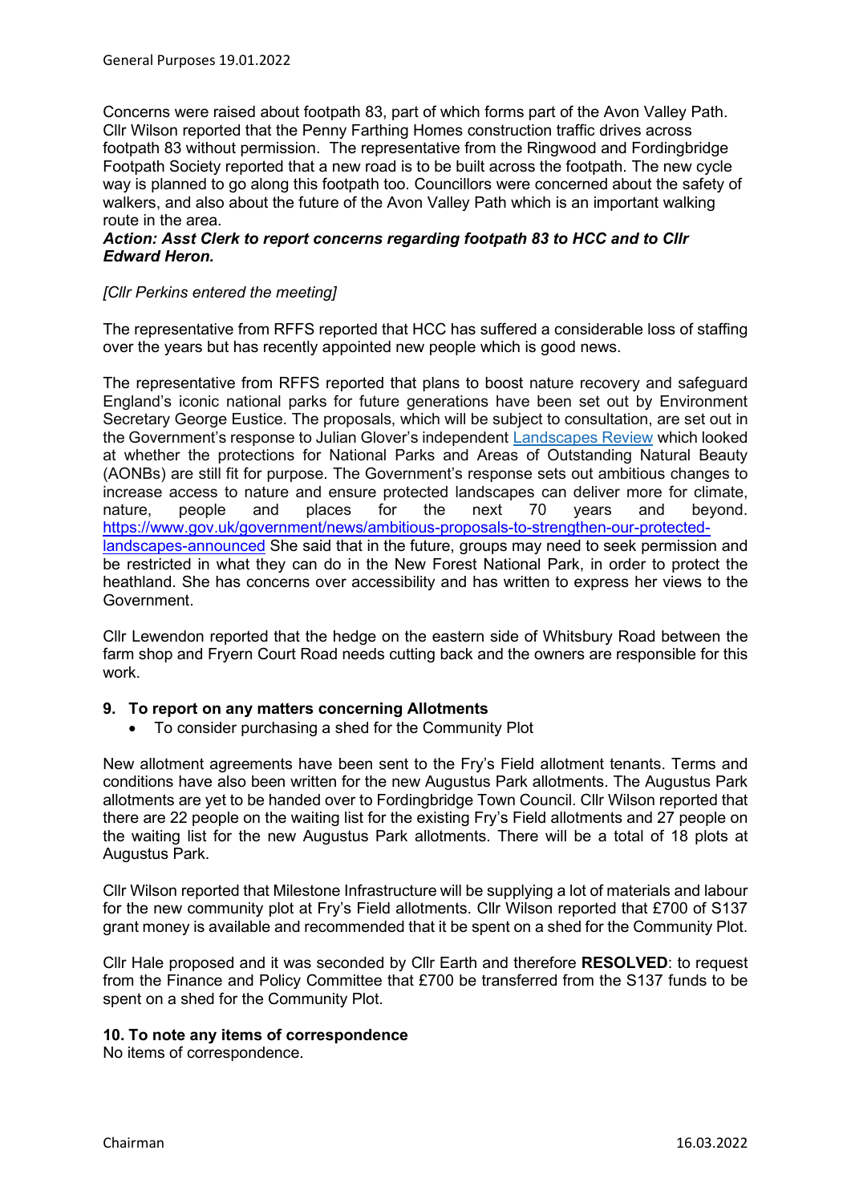Concerns were raised about footpath 83, part of which forms part of the Avon Valley Path. Cllr Wilson reported that the Penny Farthing Homes construction traffic drives across footpath 83 without permission. The representative from the Ringwood and Fordingbridge Footpath Society reported that a new road is to be built across the footpath. The new cycle way is planned to go along this footpath too. Councillors were concerned about the safety of walkers, and also about the future of the Avon Valley Path which is an important walking route in the area.

***Action: Asst Clerk to report concerns regarding footpath 83 to HCC and to Cllr Edward Heron.***

*[Cllr Perkins entered the meeting]*

The representative from RFFS reported that HCC has suffered a considerable loss of staffing over the years but has recently appointed new people which is good news.

The representative from RFFS reported that plans to boost nature recovery and safeguard England's iconic national parks for future generations have been set out by Environment Secretary George Eustice. The proposals, which will be subject to consultation, are set out in the Government's response to Julian Glover's independent [Landscapes Review](https://www.gov.uk/government/publications/designated-landscapes-national-parks-and-aonbs-2018-review) which looked at whether the protections for National Parks and Areas of Outstanding Natural Beauty (AONBs) are still fit for purpose. The Government's response sets out ambitious changes to increase access to nature and ensure protected landscapes can deliver more for climate, nature, people and places for the next 70 years and beyond. [https://www.gov.uk/government/news/ambitious-proposals-to-strengthen-our-protected-landscapes-announced](https://www.gov.uk/government/news/ambitious-proposals-to-strengthen-our-protected-landscapes-announced) She said that in the future, groups may need to seek permission and be restricted in what they can do in the New Forest National Park, in order to protect the heathland. She has concerns over accessibility and has written to express her views to the Government.

Cllr Lewendon reported that the hedge on the eastern side of Whitsbury Road between the farm shop and Fryern Court Road needs cutting back and the owners are responsible for this work.

## 9. To report on any matters concerning Allotments

- To consider purchasing a shed for the Community Plot

New allotment agreements have been sent to the Fry's Field allotment tenants. Terms and conditions have also been written for the new Augustus Park allotments. The Augustus Park allotments are yet to be handed over to Fordingbridge Town Council. Cllr Wilson reported that there are 22 people on the waiting list for the existing Fry's Field allotments and 27 people on the waiting list for the new Augustus Park allotments. There will be a total of 18 plots at Augustus Park.

Cllr Wilson reported that Milestone Infrastructure will be supplying a lot of materials and labour for the new community plot at Fry's Field allotments. Cllr Wilson reported that £700 of S137 grant money is available and recommended that it be spent on a shed for the Community Plot.

Cllr Hale proposed and it was seconded by Cllr Earth and therefore **RESOLVED**: to request from the Finance and Policy Committee that £700 be transferred from the S137 funds to be spent on a shed for the Community Plot.

## 10. To note any items of correspondence

No items of correspondence.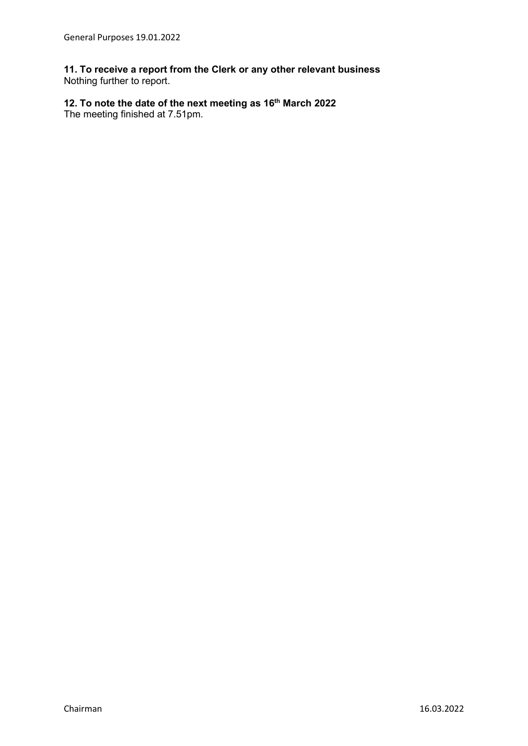**11. To receive a report from the Clerk or any other relevant business**
Nothing further to report.

**12. To note the date of the next meeting as 16th March 2022**
The meeting finished at 7.51pm.

Chairman 16.03.2022